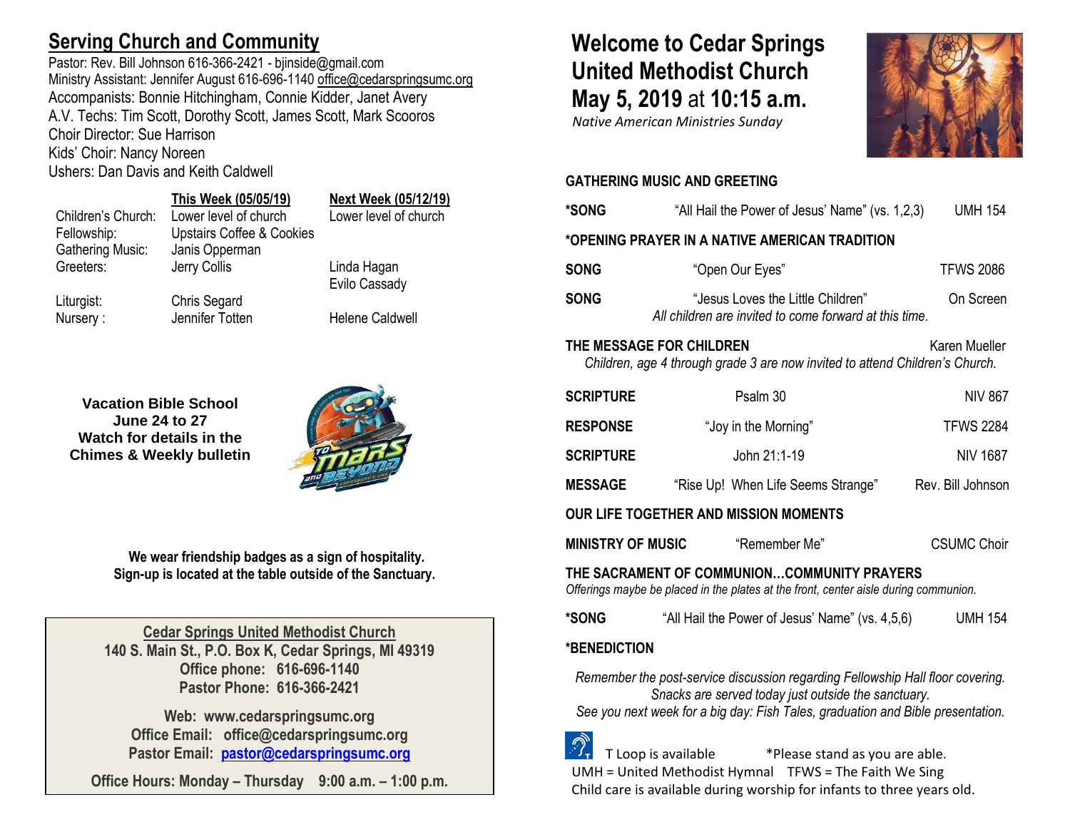## Serving Church and Community

Pastor: Rev. Bill Johnson 616-366-2421 - bjinside@gmail.com
Ministry Assistant: Jennifer August 616-696-1140 office@cedarspringsumc.org
Accompanists: Bonnie Hitchingham, Connie Kidder, Janet Avery
A.V. Techs: Tim Scott, Dorothy Scott, James Scott, Mark Scooros
Choir Director: Sue Harrison
Kids' Choir: Nancy Noreen
Ushers: Dan Davis and Keith Caldwell

| | This Week (05/05/19) | Next Week (05/12/19) |
|---|---|---|
| Children's Church: | Lower level of church | Lower level of church |
| Fellowship: | Upstairs Coffee & Cookies | |
| Gathering Music: | Janis Opperman | |
| Greeters: | Jerry Collis | Linda Hagan<br>Evilo Cassady |
| Liturgist: | Chris Segard | |
| Nursery : | Jennifer Totten | Helene Caldwell |

**Vacation Bible School**
**June 24 to 27**
**Watch for details in the Chimes & Weekly bulletin**

**We wear friendship badges as a sign of hospitality.**
**Sign-up is located at the table outside of the Sanctuary.**

**Cedar Springs United Methodist Church**
**140 S. Main St., P.O. Box K, Cedar Springs, MI 49319**
**Office phone: 616-696-1140**
**Pastor Phone: 616-366-2421**

**Web: www.cedarspringsumc.org**
**Office Email: office@cedarspringsumc.org**
**Pastor Email: pastor@cedarspringsumc.org**

**Office Hours: Monday – Thursday 9:00 a.m. – 1:00 p.m.**

# Welcome to Cedar Springs United Methodist Church May 5, 2019 at 10:15 a.m.

*Native American Ministries Sunday*

**GATHERING MUSIC AND GREETING**

**\*SONG** "All Hail the Power of Jesus' Name" (vs. 1,2,3) UMH 154

**\*OPENING PRAYER IN A NATIVE AMERICAN TRADITION**

**SONG** "Open Our Eyes" TFWS 2086

**SONG** "Jesus Loves the Little Children" On Screen
*All children are invited to come forward at this time.*

**THE MESSAGE FOR CHILDREN** Karen Mueller
*Children, age 4 through grade 3 are now invited to attend Children's Church.*

**SCRIPTURE** Psalm 30 NIV 867

**RESPONSE** "Joy in the Morning" TFWS 2284

**SCRIPTURE** John 21:1-19 NIV 1687

**MESSAGE** "Rise Up! When Life Seems Strange" Rev. Bill Johnson

**OUR LIFE TOGETHER AND MISSION MOMENTS**

**MINISTRY OF MUSIC** "Remember Me" CSUMC Choir

**THE SACRAMENT OF COMMUNION…COMMUNITY PRAYERS**
*Offerings maybe be placed in the plates at the front, center aisle during communion.*

**\*SONG** "All Hail the Power of Jesus' Name" (vs. 4,5,6) UMH 154

**\*BENEDICTION**

*Remember the post-service discussion regarding Fellowship Hall floor covering.*
*Snacks are served today just outside the sanctuary.*
*See you next week for a big day: Fish Tales, graduation and Bible presentation.*

T Loop is available *Please stand as you are able.
UMH = United Methodist Hymnal TFWS = The Faith We Sing
Child care is available during worship for infants to three years old.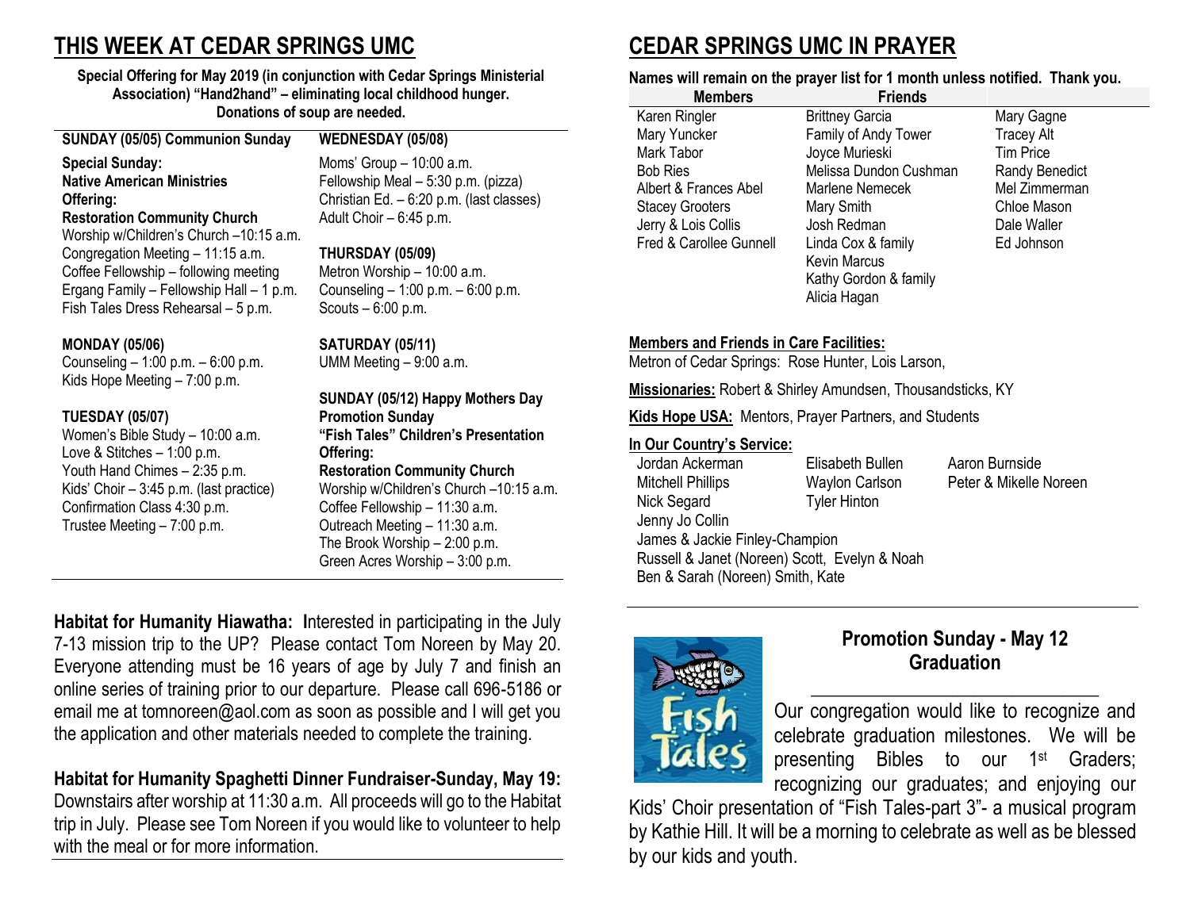# THIS WEEK AT CEDAR SPRINGS UMC

**Special Offering for May 2019 (in conjunction with Cedar Springs Ministerial Association) "Hand2hand" – eliminating local childhood hunger. Donations of soup are needed.**

**SUNDAY (05/05) Communion Sunday**

**Special Sunday:**
**Native American Ministries**
**Offering:**
**Restoration Community Church**
Worship w/Children's Church –10:15 a.m.
Congregation Meeting – 11:15 a.m.
Coffee Fellowship – following meeting
Ergang Family – Fellowship Hall – 1 p.m.
Fish Tales Dress Rehearsal – 5 p.m.

**MONDAY (05/06)**
Counseling – 1:00 p.m. – 6:00 p.m.
Kids Hope Meeting – 7:00 p.m.

**TUESDAY (05/07)**
Women's Bible Study – 10:00 a.m.
Love & Stitches – 1:00 p.m.
Youth Hand Chimes – 2:35 p.m.
Kids' Choir – 3:45 p.m. (last practice)
Confirmation Class 4:30 p.m.
Trustee Meeting – 7:00 p.m.

**WEDNESDAY (05/08)**
Moms' Group – 10:00 a.m.
Fellowship Meal – 5:30 p.m. (pizza)
Christian Ed. – 6:20 p.m. (last classes)
Adult Choir – 6:45 p.m.

**THURSDAY (05/09)**
Metron Worship – 10:00 a.m.
Counseling – 1:00 p.m. – 6:00 p.m.
Scouts – 6:00 p.m.

**SATURDAY (05/11)**
UMM Meeting – 9:00 a.m.

**SUNDAY (05/12) Happy Mothers Day**
**Promotion Sunday**
**"Fish Tales" Children's Presentation**
**Offering:**
**Restoration Community Church**
Worship w/Children's Church –10:15 a.m.
Coffee Fellowship – 11:30 a.m.
Outreach Meeting – 11:30 a.m.
The Brook Worship – 2:00 p.m.
Green Acres Worship – 3:00 p.m.

**Habitat for Humanity Hiawatha: I**nterested in participating in the July 7-13 mission trip to the UP? Please contact Tom Noreen by May 20. Everyone attending must be 16 years of age by July 7 and finish an online series of training prior to our departure. Please call 696-5186 or email me at tomnoreen@aol.com as soon as possible and I will get you the application and other materials needed to complete the training.

**Habitat for Humanity Spaghetti Dinner Fundraiser-Sunday, May 19:** Downstairs after worship at 11:30 a.m. All proceeds will go to the Habitat trip in July. Please see Tom Noreen if you would like to volunteer to help with the meal or for more information.

# CEDAR SPRINGS UMC IN PRAYER

**Names will remain on the prayer list for 1 month unless notified. Thank you.**

| Members | Friends | |
|---|---|---|
| Karen Ringler | Brittney Garcia | Mary Gagne |
| Mary Yuncker | Family of Andy Tower | Tracey Alt |
| Mark Tabor | Joyce Murieski | Tim Price |
| Bob Ries | Melissa Dundon Cushman | Randy Benedict |
| Albert & Frances Abel | Marlene Nemecek | Mel Zimmerman |
| Stacey Grooters | Mary Smith | Chloe Mason |
| Jerry & Lois Collis | Josh Redman | Dale Waller |
| Fred & Carollee Gunnell | Linda Cox & family | Ed Johnson |
| | Kevin Marcus | |
| | Kathy Gordon & family | |
| | Alicia Hagan | |

**Members and Friends in Care Facilities:**
Metron of Cedar Springs: Rose Hunter, Lois Larson,

**Missionaries:** Robert & Shirley Amundsen, Thousandsticks, KY

**Kids Hope USA:** Mentors, Prayer Partners, and Students

**In Our Country's Service:**

| | | |
|---|---|---|
| Jordan Ackerman | Elisabeth Bullen | Aaron Burnside |
| Mitchell Phillips | Waylon Carlson | Peter & Mikelle Noreen |
| Nick Segard | Tyler Hinton | |
| Jenny Jo Collin | | |

James & Jackie Finley-Champion
Russell & Janet (Noreen) Scott, Evelyn & Noah
Ben & Sarah (Noreen) Smith, Kate

**Promotion Sunday - May 12**
**Graduation**

Our congregation would like to recognize and celebrate graduation milestones. We will be presenting Bibles to our 1st Graders; recognizing our graduates; and enjoying our Kids' Choir presentation of "Fish Tales-part 3"- a musical program by Kathie Hill. It will be a morning to celebrate as well as be blessed by our kids and youth.